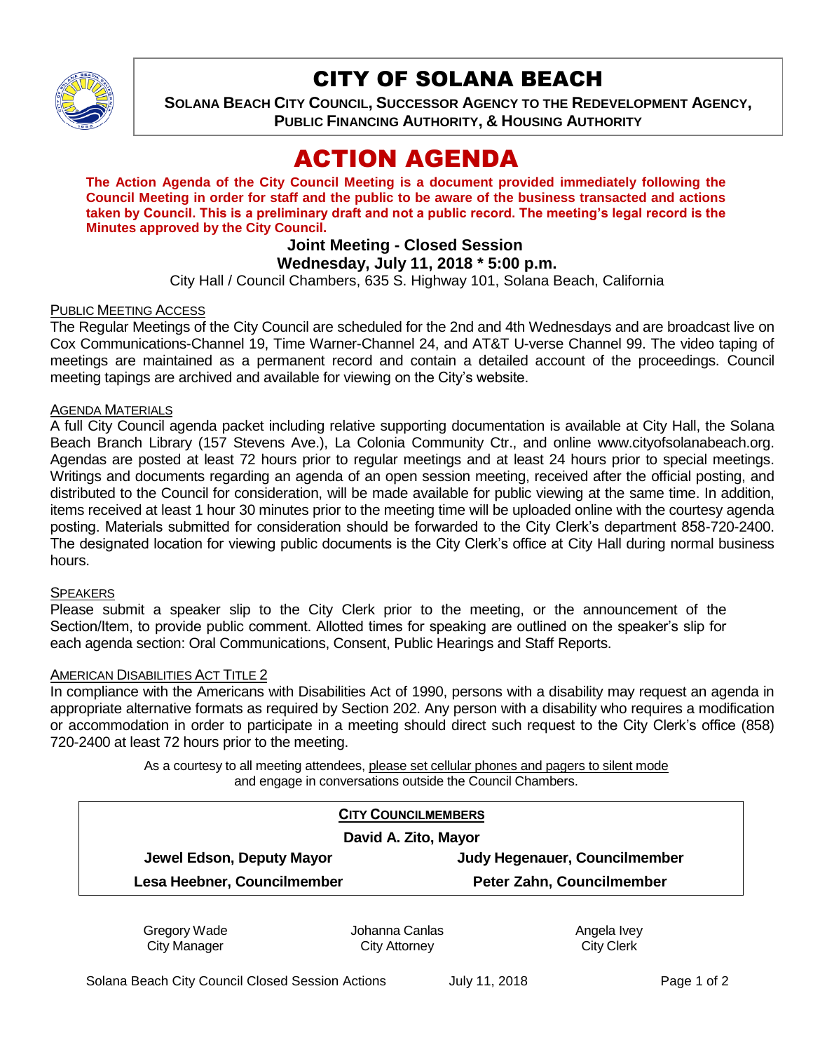# CITY OF SOLANA BEACH

**SOLANA BEACH CITY COUNCIL, SUCCESSOR AGENCY TO THE REDEVELOPMENT AGENCY, PUBLIC FINANCING AUTHORITY, & HOUSING AUTHORITY**

# ACTION AGENDA

**The Action Agenda of the City Council Meeting is a document provided immediately following the Council Meeting in order for staff and the public to be aware of the business transacted and actions taken by Council. This is a preliminary draft and not a public record. The meeting's legal record is the Minutes approved by the City Council.**

**Joint Meeting - Closed Session**
**Wednesday, July 11, 2018 * 5:00 p.m.**

City Hall / Council Chambers, 635 S. Highway 101, Solana Beach, California

PUBLIC MEETING ACCESS

The Regular Meetings of the City Council are scheduled for the 2nd and 4th Wednesdays and are broadcast live on Cox Communications-Channel 19, Time Warner-Channel 24, and AT&T U-verse Channel 99. The video taping of meetings are maintained as a permanent record and contain a detailed account of the proceedings. Council meeting tapings are archived and available for viewing on the City's website.

AGENDA MATERIALS

A full City Council agenda packet including relative supporting documentation is available at City Hall, the Solana Beach Branch Library (157 Stevens Ave.), La Colonia Community Ctr., and online www.cityofsolanabeach.org. Agendas are posted at least 72 hours prior to regular meetings and at least 24 hours prior to special meetings. Writings and documents regarding an agenda of an open session meeting, received after the official posting, and distributed to the Council for consideration, will be made available for public viewing at the same time. In addition, items received at least 1 hour 30 minutes prior to the meeting time will be uploaded online with the courtesy agenda posting. Materials submitted for consideration should be forwarded to the City Clerk's department 858-720-2400. The designated location for viewing public documents is the City Clerk's office at City Hall during normal business hours.

SPEAKERS

Please submit a speaker slip to the City Clerk prior to the meeting, or the announcement of the Section/Item, to provide public comment. Allotted times for speaking are outlined on the speaker's slip for each agenda section: Oral Communications, Consent, Public Hearings and Staff Reports.

AMERICAN DISABILITIES ACT TITLE 2

In compliance with the Americans with Disabilities Act of 1990, persons with a disability may request an agenda in appropriate alternative formats as required by Section 202. Any person with a disability who requires a modification or accommodation in order to participate in a meeting should direct such request to the City Clerk's office (858) 720-2400 at least 72 hours prior to the meeting.

As a courtesy to all meeting attendees, please set cellular phones and pagers to silent mode and engage in conversations outside the Council Chambers.

**CITY COUNCILMEMBERS**

**David A. Zito, Mayor**

| | |
|---|---|
| **Jewel Edson, Deputy Mayor** | **Judy Hegenauer, Councilmember** |
| **Lesa Heebner, Councilmember** | **Peter Zahn, Councilmember** |

| | | |
|---|---|---|
| Gregory Wade<br>City Manager | Johanna Canlas<br>City Attorney | Angela Ivey<br>City Clerk |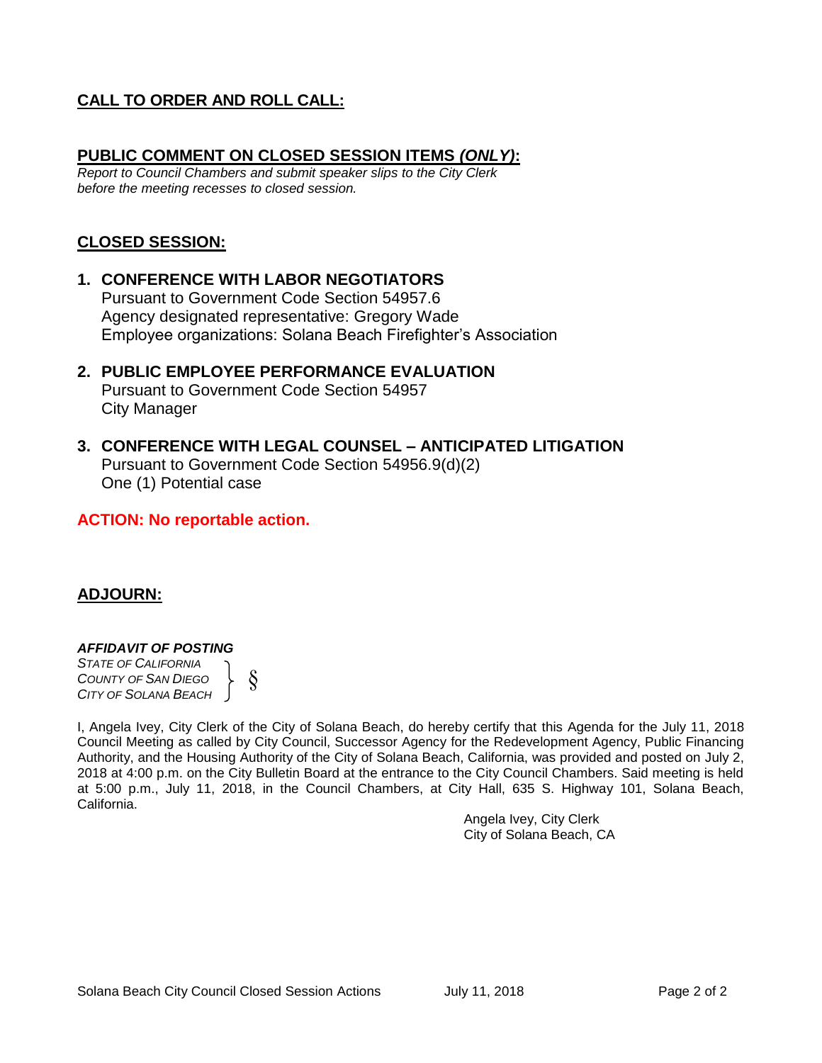## CALL TO ORDER AND ROLL CALL:

## PUBLIC COMMENT ON CLOSED SESSION ITEMS *(ONLY)*:

*Report to Council Chambers and submit speaker slips to the City Clerk before the meeting recesses to closed session.*

## CLOSED SESSION:

**1. CONFERENCE WITH LABOR NEGOTIATORS**
Pursuant to Government Code Section 54957.6
Agency designated representative: Gregory Wade
Employee organizations: Solana Beach Firefighter's Association

**2. PUBLIC EMPLOYEE PERFORMANCE EVALUATION**
Pursuant to Government Code Section 54957
City Manager

**3. CONFERENCE WITH LEGAL COUNSEL – ANTICIPATED LITIGATION**
Pursuant to Government Code Section 54956.9(d)(2)
One (1) Potential case

**ACTION: No reportable action.**

## ADJOURN:

***AFFIDAVIT OF POSTING***

*STATE OF CALIFORNIA*
*COUNTY OF SAN DIEGO* §
*CITY OF SOLANA BEACH*

I, Angela Ivey, City Clerk of the City of Solana Beach, do hereby certify that this Agenda for the July 11, 2018 Council Meeting as called by City Council, Successor Agency for the Redevelopment Agency, Public Financing Authority, and the Housing Authority of the City of Solana Beach, California, was provided and posted on July 2, 2018 at 4:00 p.m. on the City Bulletin Board at the entrance to the City Council Chambers. Said meeting is held at 5:00 p.m., July 11, 2018, in the Council Chambers, at City Hall, 635 S. Highway 101, Solana Beach, California.

Angela Ivey, City Clerk
City of Solana Beach, CA